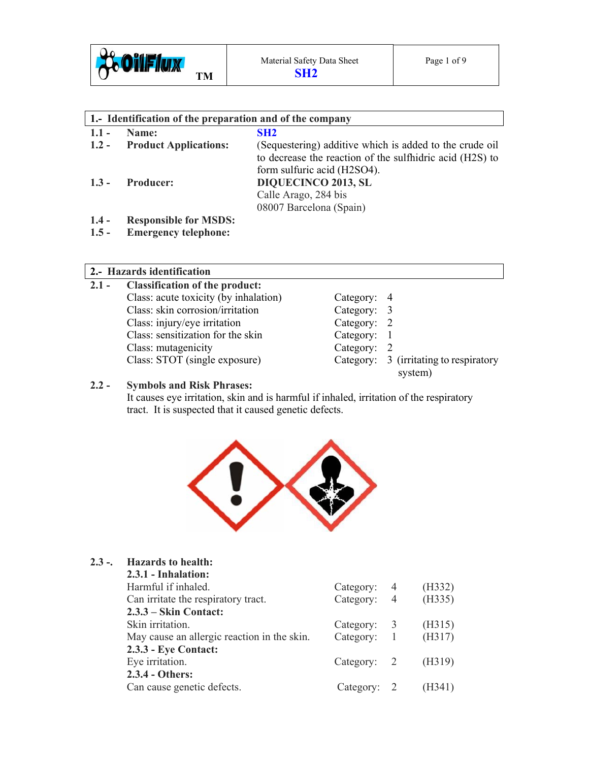**Material Safety Data Sheet**
**SH2**

## 1.- Identification of the preparation and of the company

**1.1 - Name:** SH2

**1.2 - Product Applications:** (Sequestering) additive which is added to the crude oil to decrease the reaction of the sulfhidric acid ($H_2S$) to form sulfuric acid ($H_2SO_4$).

**1.3 - Producer:** **DIQUECINCO 2013, SL**
Calle Arago, 284 bis
08007 Barcelona (Spain)

**1.4 - Responsible for MSDS:**

**1.5 - Emergency telephone:**

## 2.- Hazards identification

**2.1 - Classification of the product:**

| Class | Category |
|---|---|
| Class: acute toxicity (by inhalation) | Category: 4 |
| Class: skin corrosion/irritation | Category: 3 |
| Class: injury/eye irritation | Category: 2 |
| Class: sensitization for the skin | Category: 1 |
| Class: mutagenicity | Category: 2 |
| Class: STOT (single exposure) | Category: 3 (irritating to respiratory system) |

**2.2 - Symbols and Risk Phrases:**
It causes eye irritation, skin and is harmful if inhaled, irritation of the respiratory tract. It is suspected that it caused genetic defects.

**2.3 -. Hazards to health:**

**2.3.1 - Inhalation:**

| | Category | |
|---|---|---|
| Harmful if inhaled. | Category: 4 | (H332) |
| Can irritate the respiratory tract. | Category: 4 | (H335) |

**2.3.3 – Skin Contact:**

| | Category | |
|---|---|---|
| Skin irritation. | Category: 3 | (H315) |
| May cause an allergic reaction in the skin. | Category: 1 | (H317) |

**2.3.3 - Eye Contact:**

| | Category | |
|---|---|---|
| Eye irritation. | Category: 2 | (H319) |

**2.3.4 - Others:**

| | Category | |
|---|---|---|
| Can cause genetic defects. | Category: 2 | (H341) |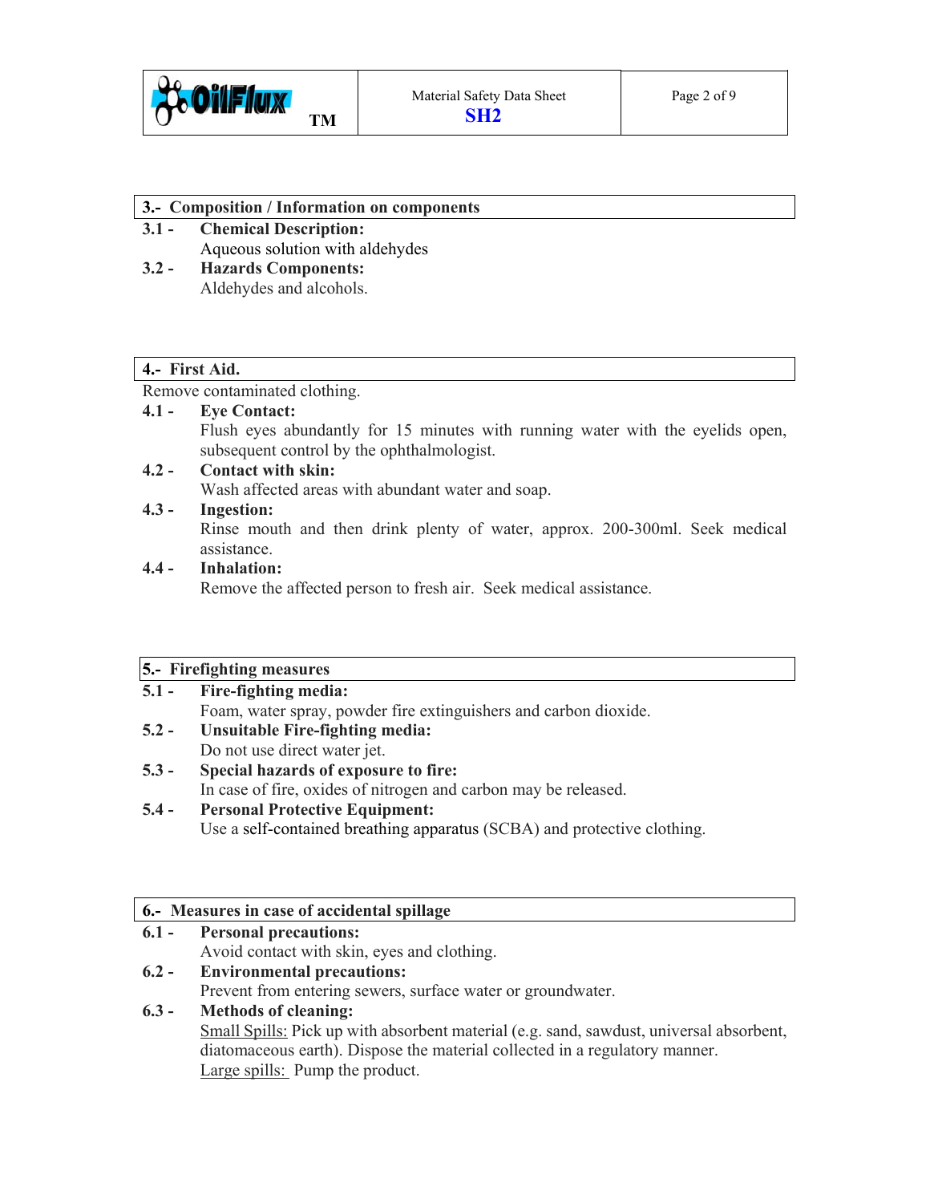## 3.- Composition / Information on components

**3.1 - Chemical Description:**

Aqueous solution with aldehydes

**3.2 - Hazards Components:**

Aldehydes and alcohols.

## 4.- First Aid.

Remove contaminated clothing.

**4.1 - Eye Contact:**

Flush eyes abundantly for 15 minutes with running water with the eyelids open, subsequent control by the ophthalmologist.

**4.2 - Contact with skin:**

Wash affected areas with abundant water and soap.

**4.3 - Ingestion:**

Rinse mouth and then drink plenty of water, approx. 200-300ml. Seek medical assistance.

**4.4 - Inhalation:**

Remove the affected person to fresh air. Seek medical assistance.

## 5.- Firefighting measures

**5.1 - Fire-fighting media:**

Foam, water spray, powder fire extinguishers and carbon dioxide.

**5.2 - Unsuitable Fire-fighting media:**

Do not use direct water jet.

**5.3 - Special hazards of exposure to fire:**

In case of fire, oxides of nitrogen and carbon may be released.

**5.4 - Personal Protective Equipment:**

Use a self-contained breathing apparatus (SCBA) and protective clothing.

## 6.- Measures in case of accidental spillage

**6.1 - Personal precautions:**

Avoid contact with skin, eyes and clothing.

**6.2 - Environmental precautions:**

Prevent from entering sewers, surface water or groundwater.

**6.3 - Methods of cleaning:**

<u>Small Spills:</u> Pick up with absorbent material (e.g. sand, sawdust, universal absorbent, diatomaceous earth). Dispose the material collected in a regulatory manner.

<u>Large spills:</u> Pump the product.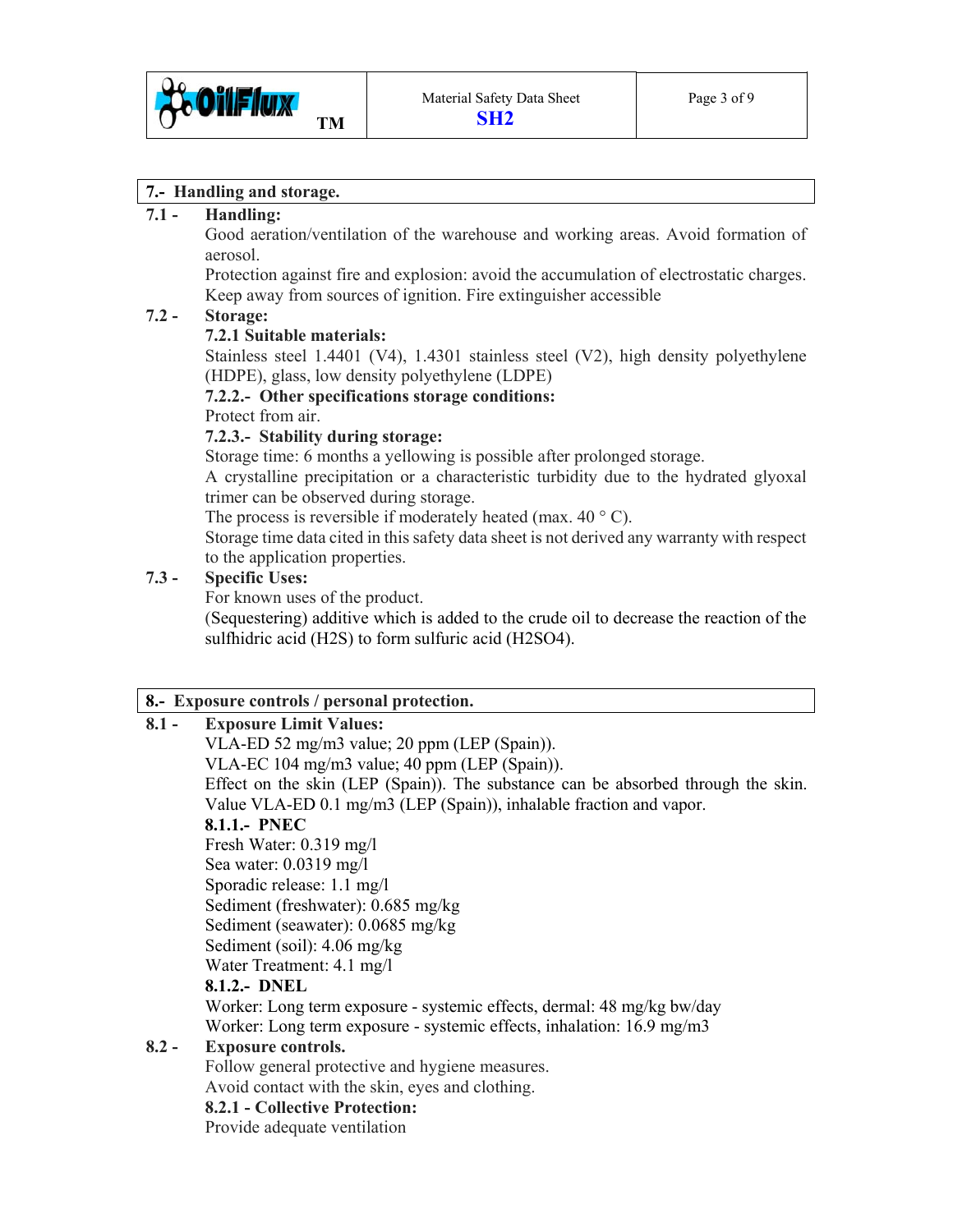## 7.- Handling and storage.

**7.1 - Handling:**

Good aeration/ventilation of the warehouse and working areas. Avoid formation of aerosol.

Protection against fire and explosion: avoid the accumulation of electrostatic charges. Keep away from sources of ignition. Fire extinguisher accessible

**7.2 - Storage:**

**7.2.1 Suitable materials:**

Stainless steel 1.4401 (V4), 1.4301 stainless steel (V2), high density polyethylene (HDPE), glass, low density polyethylene (LDPE)

**7.2.2.- Other specifications storage conditions:**

Protect from air.

**7.2.3.- Stability during storage:**

Storage time: 6 months a yellowing is possible after prolonged storage.

A crystalline precipitation or a characteristic turbidity due to the hydrated glyoxal trimer can be observed during storage.

The process is reversible if moderately heated (max. 40 ° C).

Storage time data cited in this safety data sheet is not derived any warranty with respect to the application properties.

**7.3 - Specific Uses:**

For known uses of the product.

(Sequestering) additive which is added to the crude oil to decrease the reaction of the sulfhidric acid ($H_2S$) to form sulfuric acid ($H_2SO_4$).

## 8.- Exposure controls / personal protection.

**8.1 - Exposure Limit Values:**

VLA-ED 52 mg/m3 value; 20 ppm (LEP (Spain)).

VLA-EC 104 mg/m3 value; 40 ppm (LEP (Spain)).

Effect on the skin (LEP (Spain)). The substance can be absorbed through the skin. Value VLA-ED 0.1 mg/m3 (LEP (Spain)), inhalable fraction and vapor.

**8.1.1.- PNEC**

Fresh Water: 0.319 mg/l
Sea water: 0.0319 mg/l
Sporadic release: 1.1 mg/l
Sediment (freshwater): 0.685 mg/kg
Sediment (seawater): 0.0685 mg/kg
Sediment (soil): 4.06 mg/kg
Water Treatment: 4.1 mg/l

**8.1.2.- DNEL**

Worker: Long term exposure - systemic effects, dermal: 48 mg/kg bw/day
Worker: Long term exposure - systemic effects, inhalation: 16.9 mg/m3

**8.2 - Exposure controls.**

Follow general protective and hygiene measures.

Avoid contact with the skin, eyes and clothing.

**8.2.1 - Collective Protection:**

Provide adequate ventilation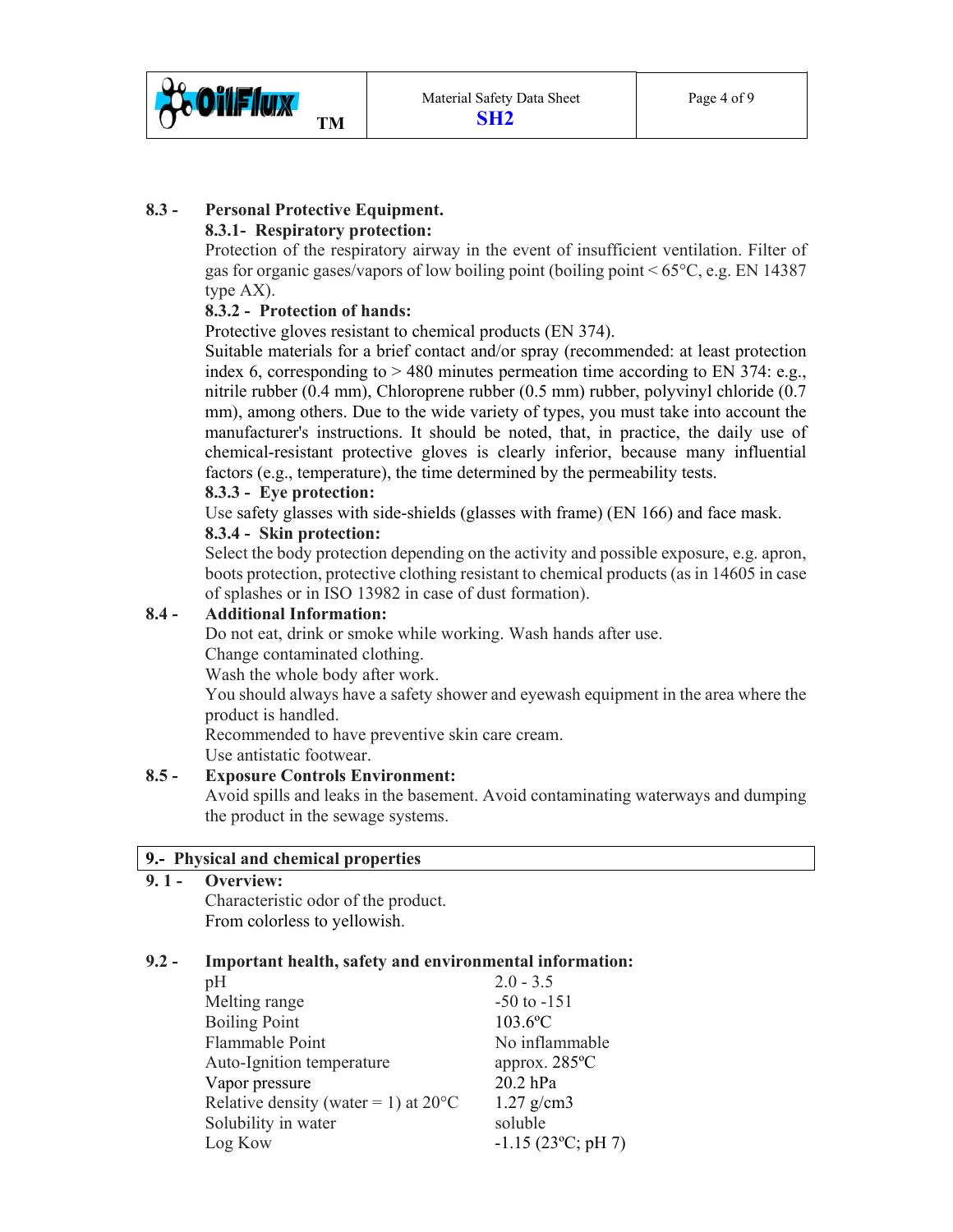**8.3 - Personal Protective Equipment.**

**8.3.1- Respiratory protection:**

Protection of the respiratory airway in the event of insufficient ventilation. Filter of gas for organic gases/vapors of low boiling point (boiling point < 65°C, e.g. EN 14387 type AX).

**8.3.2 - Protection of hands:**

Protective gloves resistant to chemical products (EN 374).

Suitable materials for a brief contact and/or spray (recommended: at least protection index 6, corresponding to > 480 minutes permeation time according to EN 374: e.g., nitrile rubber (0.4 mm), Chloroprene rubber (0.5 mm) rubber, polyvinyl chloride (0.7 mm), among others. Due to the wide variety of types, you must take into account the manufacturer's instructions. It should be noted, that, in practice, the daily use of chemical-resistant protective gloves is clearly inferior, because many influential factors (e.g., temperature), the time determined by the permeability tests.

**8.3.3 - Eye protection:**

Use safety glasses with side-shields (glasses with frame) (EN 166) and face mask.

**8.3.4 - Skin protection:**

Select the body protection depending on the activity and possible exposure, e.g. apron, boots protection, protective clothing resistant to chemical products (as in 14605 in case of splashes or in ISO 13982 in case of dust formation).

**8.4 - Additional Information:**

Do not eat, drink or smoke while working. Wash hands after use.

Change contaminated clothing.

Wash the whole body after work.

You should always have a safety shower and eyewash equipment in the area where the product is handled.

Recommended to have preventive skin care cream.

Use antistatic footwear.

**8.5 - Exposure Controls Environment:**

Avoid spills and leaks in the basement. Avoid contaminating waterways and dumping the product in the sewage systems.

## 9.- Physical and chemical properties

**9. 1 - Overview:**

Characteristic odor of the product.

From colorless to yellowish.

**9.2 - Important health, safety and environmental information:**

| | |
|---|---|
| pH | 2.0 - 3.5 |
| Melting range | -50 to -151 |
| Boiling Point | 103.6ºC |
| Flammable Point | No inflammable |
| Auto-Ignition temperature | approx. 285ºC |
| Vapor pressure | 20.2 hPa |
| Relative density (water = 1) at 20°C | 1.27 g/cm3 |
| Solubility in water | soluble |
| Log Kow | -1.15 (23ºC; pH 7) |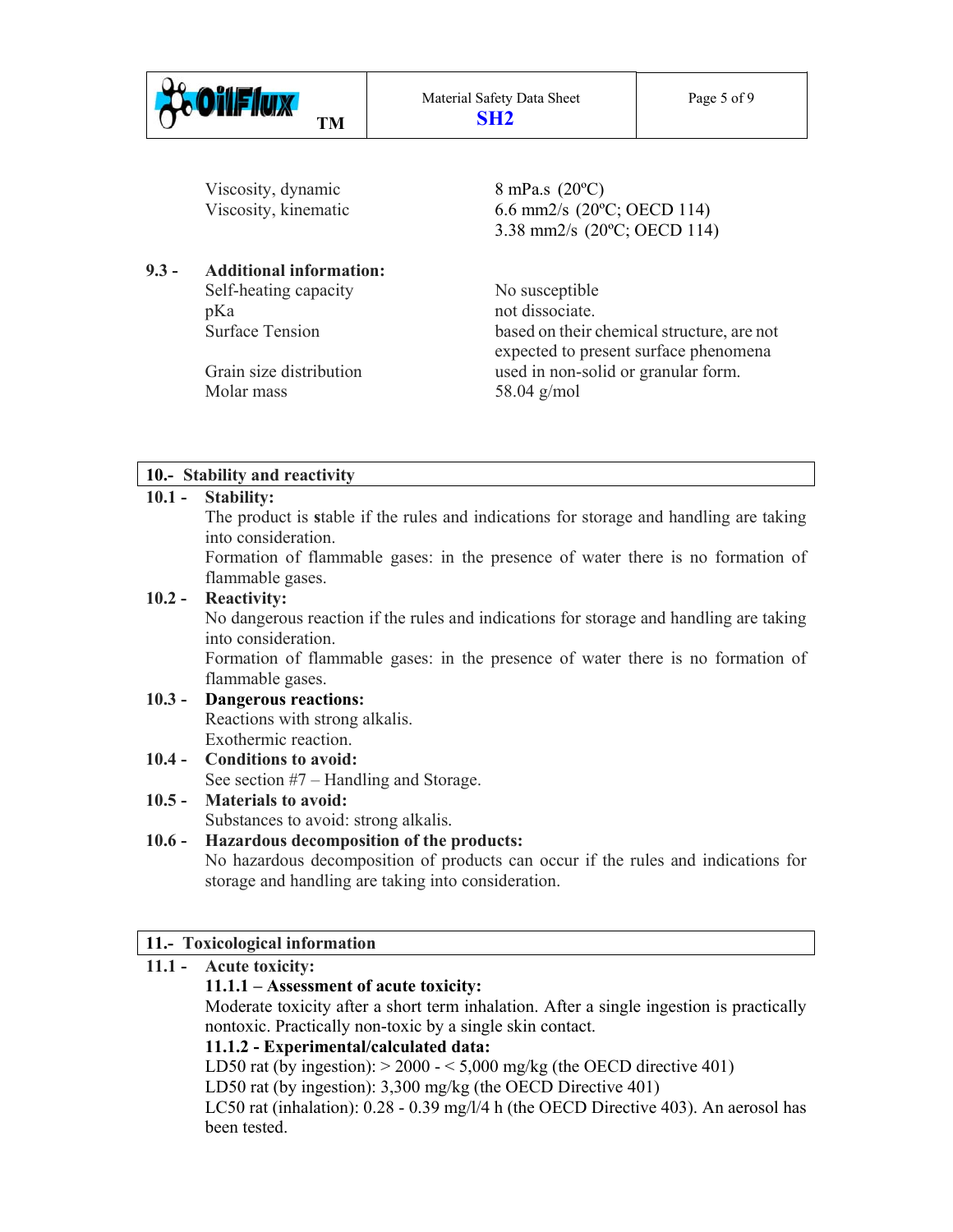| | |
|---|---|
| Viscosity, dynamic | 8 mPa.s (20ºC) |
| Viscosity, kinematic | 6.6 mm2/s (20ºC; OECD 114) |
| | 3.38 mm2/s (20ºC; OECD 114) |

**9.3 - Additional information:**

| | |
|---|---|
| Self-heating capacity | No susceptible |
| pKa | not dissociate. |
| Surface Tension | based on their chemical structure, are not expected to present surface phenomena |
| Grain size distribution | used in non-solid or granular form. |
| Molar mass | 58.04 g/mol |

## 10.- Stability and reactivity

**10.1 - Stability:**

The product is **s**table if the rules and indications for storage and handling are taking into consideration.

Formation of flammable gases: in the presence of water there is no formation of flammable gases.

**10.2 - Reactivity:**

No dangerous reaction if the rules and indications for storage and handling are taking into consideration.

Formation of flammable gases: in the presence of water there is no formation of flammable gases.

**10.3 - Dangerous reactions:**

Reactions with strong alkalis.

Exothermic reaction.

**10.4 - Conditions to avoid:**

See section #7 – Handling and Storage.

**10.5 - Materials to avoid:**

Substances to avoid: strong alkalis.

**10.6 - Hazardous decomposition of the products:**

No hazardous decomposition of products can occur if the rules and indications for storage and handling are taking into consideration.

## 11.- Toxicological information

**11.1 - Acute toxicity:**

**11.1.1 – Assessment of acute toxicity:**

Moderate toxicity after a short term inhalation. After a single ingestion is practically nontoxic. Practically non-toxic by a single skin contact.

**11.1.2 - Experimental/calculated data:**

LD50 rat (by ingestion): > 2000 - < 5,000 mg/kg (the OECD directive 401)

LD50 rat (by ingestion): 3,300 mg/kg (the OECD Directive 401)

LC50 rat (inhalation): 0.28 - 0.39 mg/l/4 h (the OECD Directive 403). An aerosol has been tested.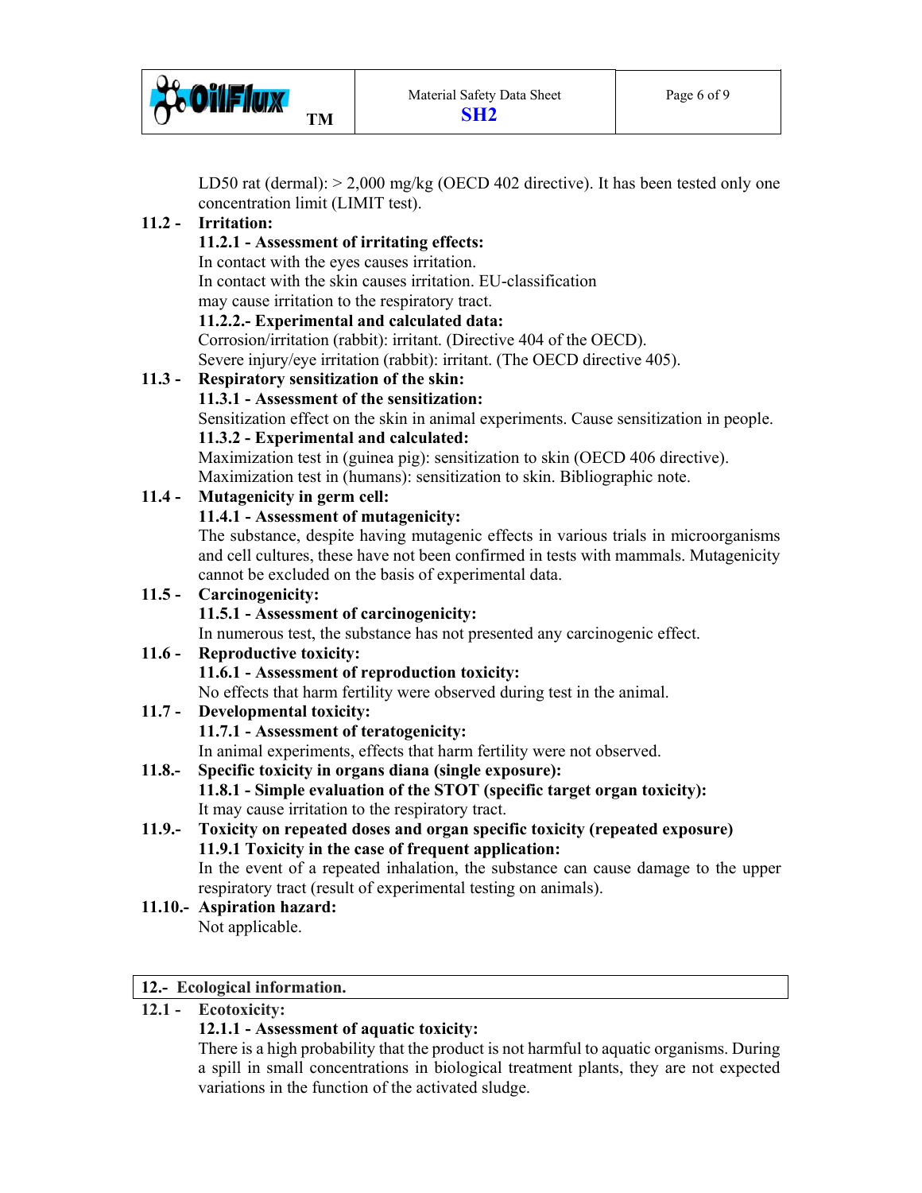LD50 rat (dermal): > 2,000 mg/kg (OECD 402 directive). It has been tested only one concentration limit (LIMIT test).

**11.2 - Irritation:**

**11.2.1 - Assessment of irritating effects:**

In contact with the eyes causes irritation.
In contact with the skin causes irritation. EU-classification may cause irritation to the respiratory tract.

**11.2.2.- Experimental and calculated data:**

Corrosion/irritation (rabbit): irritant. (Directive 404 of the OECD).
Severe injury/eye irritation (rabbit): irritant. (The OECD directive 405).

**11.3 - Respiratory sensitization of the skin:**

**11.3.1 - Assessment of the sensitization:**

Sensitization effect on the skin in animal experiments. Cause sensitization in people.

**11.3.2 - Experimental and calculated:**

Maximization test in (guinea pig): sensitization to skin (OECD 406 directive).
Maximization test in (humans): sensitization to skin. Bibliographic note.

**11.4 - Mutagenicity in germ cell:**

**11.4.1 - Assessment of mutagenicity:**

The substance, despite having mutagenic effects in various trials in microorganisms and cell cultures, these have not been confirmed in tests with mammals. Mutagenicity cannot be excluded on the basis of experimental data.

**11.5 - Carcinogenicity:**

**11.5.1 - Assessment of carcinogenicity:**

In numerous test, the substance has not presented any carcinogenic effect.

**11.6 - Reproductive toxicity:**

**11.6.1 - Assessment of reproduction toxicity:**

No effects that harm fertility were observed during test in the animal.

**11.7 - Developmental toxicity:**

**11.7.1 - Assessment of teratogenicity:**

In animal experiments, effects that harm fertility were not observed.

**11.8.- Specific toxicity in organs diana (single exposure):**

**11.8.1 - Simple evaluation of the STOT (specific target organ toxicity):**

It may cause irritation to the respiratory tract.

**11.9.- Toxicity on repeated doses and organ specific toxicity (repeated exposure)**

**11.9.1 Toxicity in the case of frequent application:**

In the event of a repeated inhalation, the substance can cause damage to the upper respiratory tract (result of experimental testing on animals).

**11.10.- Aspiration hazard:**

Not applicable.

## 12.- Ecological information.

**12.1 - Ecotoxicity:**

**12.1.1 - Assessment of aquatic toxicity:**

There is a high probability that the product is not harmful to aquatic organisms. During a spill in small concentrations in biological treatment plants, they are not expected variations in the function of the activated sludge.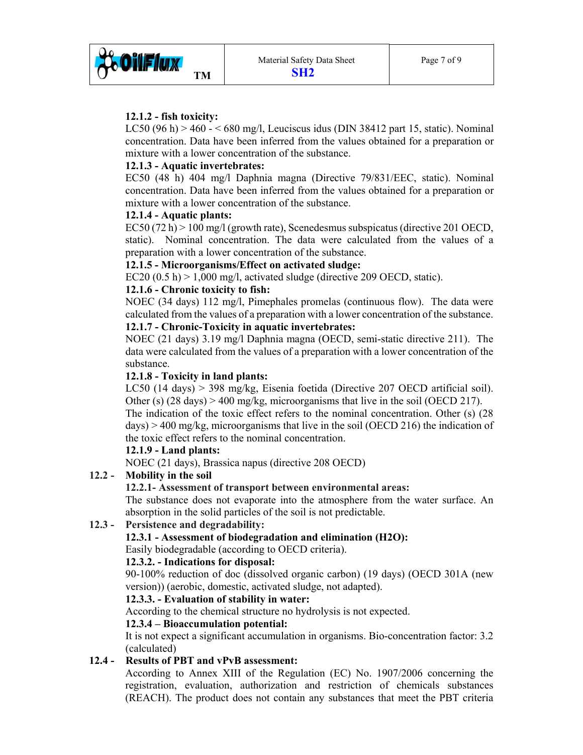**12.1.2 - fish toxicity:**

LC50 (96 h) > 460 - < 680 mg/l, Leuciscus idus (DIN 38412 part 15, static). Nominal concentration. Data have been inferred from the values obtained for a preparation or mixture with a lower concentration of the substance.

**12.1.3 - Aquatic invertebrates:**

EC50 (48 h) 404 mg/l Daphnia magna (Directive 79/831/EEC, static). Nominal concentration. Data have been inferred from the values obtained for a preparation or mixture with a lower concentration of the substance.

**12.1.4 - Aquatic plants:**

EC50 (72 h) > 100 mg/l (growth rate), Scenedesmus subspicatus (directive 201 OECD, static). Nominal concentration. The data were calculated from the values of a preparation with a lower concentration of the substance.

**12.1.5 - Microorganisms/Effect on activated sludge:**

EC20 (0.5 h) > 1,000 mg/l, activated sludge (directive 209 OECD, static).

**12.1.6 - Chronic toxicity to fish:**

NOEC (34 days) 112 mg/l, Pimephales promelas (continuous flow). The data were calculated from the values of a preparation with a lower concentration of the substance.

**12.1.7 - Chronic-Toxicity in aquatic invertebrates:**

NOEC (21 days) 3.19 mg/l Daphnia magna (OECD, semi-static directive 211). The data were calculated from the values of a preparation with a lower concentration of the substance.

**12.1.8 - Toxicity in land plants:**

LC50 (14 days) > 398 mg/kg, Eisenia foetida (Directive 207 OECD artificial soil). Other (s) (28 days) > 400 mg/kg, microorganisms that live in the soil (OECD 217). The indication of the toxic effect refers to the nominal concentration. Other (s) (28 days) > 400 mg/kg, microorganisms that live in the soil (OECD 216) the indication of the toxic effect refers to the nominal concentration.

**12.1.9 - Land plants:**

NOEC (21 days), Brassica napus (directive 208 OECD)

**12.2 - Mobility in the soil**

**12.2.1- Assessment of transport between environmental areas:**

The substance does not evaporate into the atmosphere from the water surface. An absorption in the solid particles of the soil is not predictable.

**12.3 - Persistence and degradability:**

**12.3.1 - Assessment of biodegradation and elimination ($H_2O$):**

Easily biodegradable (according to OECD criteria).

**12.3.2. - Indications for disposal:**

90-100% reduction of doc (dissolved organic carbon) (19 days) (OECD 301A (new version)) (aerobic, domestic, activated sludge, not adapted).

**12.3.3. - Evaluation of stability in water:**

According to the chemical structure no hydrolysis is not expected.

**12.3.4 – Bioaccumulation potential:**

It is not expect a significant accumulation in organisms. Bio-concentration factor: 3.2 (calculated)

**12.4 - Results of PBT and vPvB assessment:**

According to Annex XIII of the Regulation (EC) No. 1907/2006 concerning the registration, evaluation, authorization and restriction of chemicals substances (REACH). The product does not contain any substances that meet the PBT criteria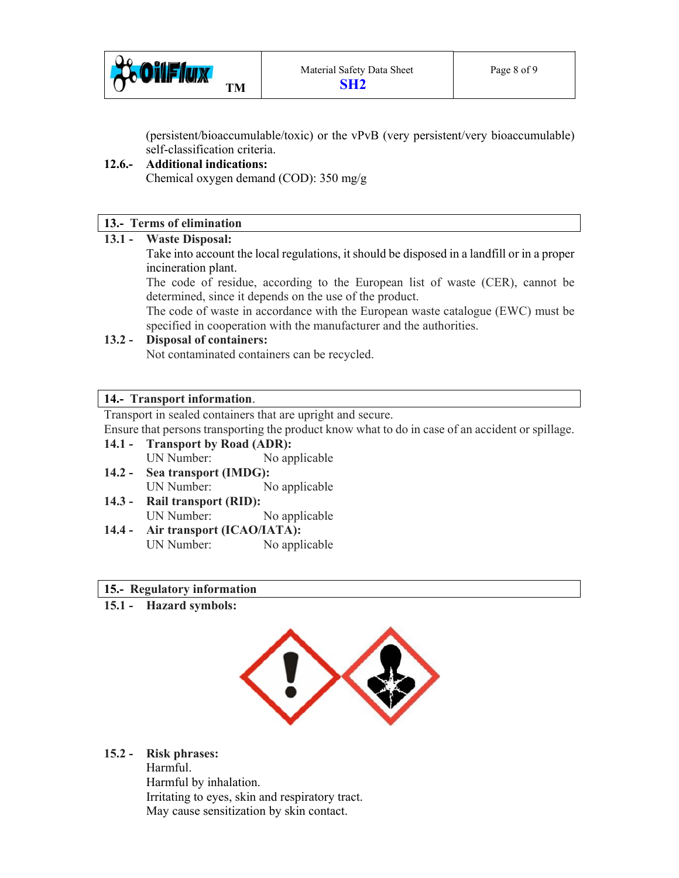(persistent/bioaccumulable/toxic) or the vPvB (very persistent/very bioaccumulable) self-classification criteria.

**12.6.- Additional indications:**

Chemical oxygen demand (COD): 350 mg/g

## 13.- Terms of elimination

**13.1 - Waste Disposal:**

Take into account the local regulations, it should be disposed in a landfill or in a proper incineration plant.

The code of residue, according to the European list of waste (CER), cannot be determined, since it depends on the use of the product.

The code of waste in accordance with the European waste catalogue (EWC) must be specified in cooperation with the manufacturer and the authorities.

**13.2 - Disposal of containers:**

Not contaminated containers can be recycled.

## 14.- Transport information.

Transport in sealed containers that are upright and secure.

Ensure that persons transporting the product know what to do in case of an accident or spillage.

**14.1 - Transport by Road (ADR):**

UN Number: No applicable

**14.2 - Sea transport (IMDG):**

UN Number: No applicable

**14.3 - Rail transport (RID):**

UN Number: No applicable

**14.4 - Air transport (ICAO/IATA):**

UN Number: No applicable

## 15.- Regulatory information

**15.1 - Hazard symbols:**

**15.2 - Risk phrases:**

Harmful.

Harmful by inhalation.

Irritating to eyes, skin and respiratory tract.

May cause sensitization by skin contact.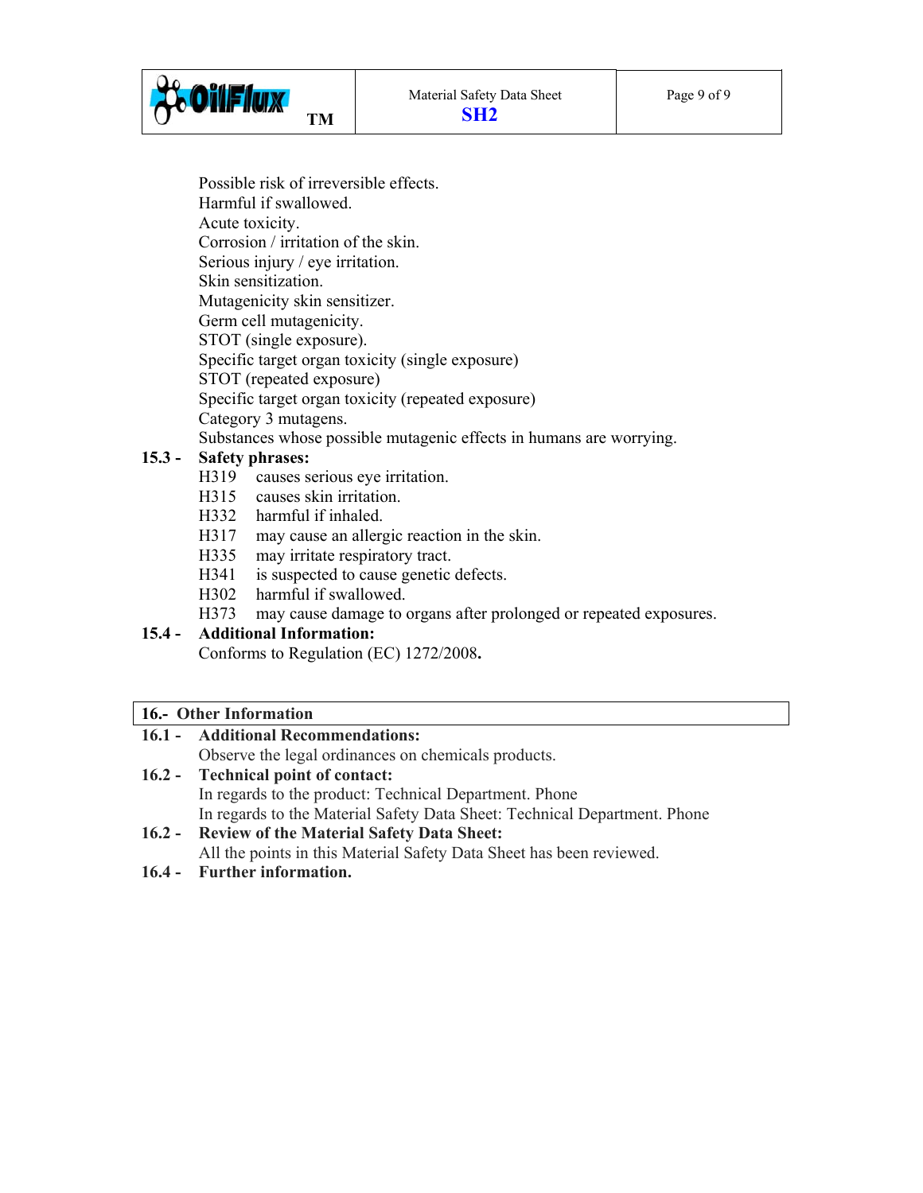Possible risk of irreversible effects.
Harmful if swallowed.
Acute toxicity.
Corrosion / irritation of the skin.
Serious injury / eye irritation.
Skin sensitization.
Mutagenicity skin sensitizer.
Germ cell mutagenicity.
STOT (single exposure).
Specific target organ toxicity (single exposure)
STOT (repeated exposure)
Specific target organ toxicity (repeated exposure)
Category 3 mutagens.
Substances whose possible mutagenic effects in humans are worrying.

**15.3 - Safety phrases:**

H319 causes serious eye irritation.
H315 causes skin irritation.
H332 harmful if inhaled.
H317 may cause an allergic reaction in the skin.
H335 may irritate respiratory tract.
H341 is suspected to cause genetic defects.
H302 harmful if swallowed.
H373 may cause damage to organs after prolonged or repeated exposures.

**15.4 - Additional Information:**

Conforms to Regulation (EC) 1272/2008**.**

## 16.- Other Information

**16.1 - Additional Recommendations:**

Observe the legal ordinances on chemicals products.

**16.2 - Technical point of contact:**

In regards to the product: Technical Department. Phone
In regards to the Material Safety Data Sheet: Technical Department. Phone

**16.2 - Review of the Material Safety Data Sheet:**

All the points in this Material Safety Data Sheet has been reviewed.

**16.4 - Further information.**